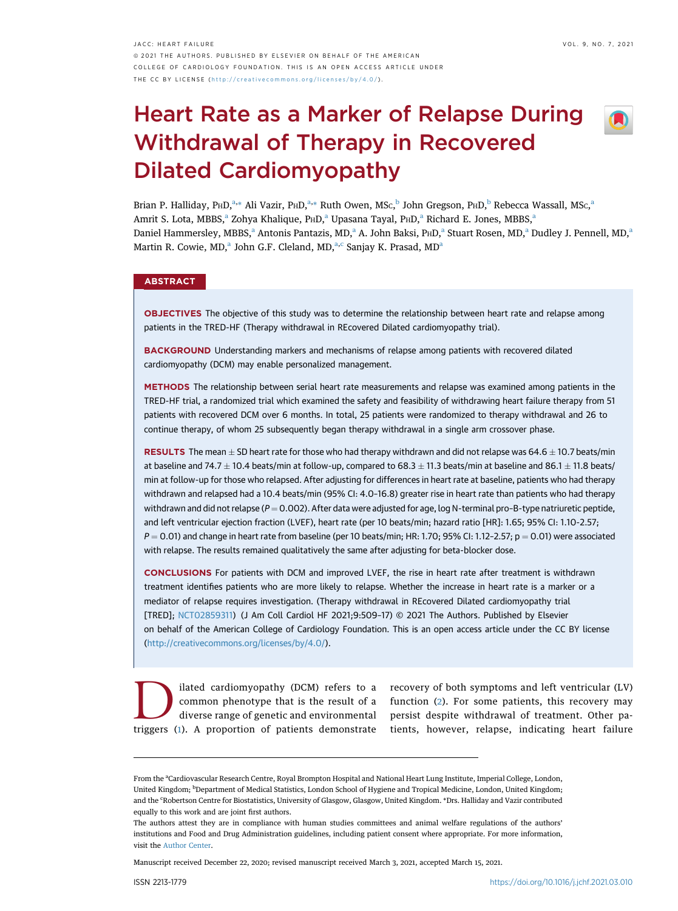# Heart Rate as a Marker of Relapse During Withdrawal of Therapy in Recovered Dilated Cardiomyopathy

Brian P. Halliday, PhD,[a,*] Ali Vazir, PhD,[a,*] Ruth Owen, MSc,[b] John Gregson, PhD,[b] Rebecca Wassall, MSc,[a] Amrit S. Lota, MBBS,[a] Zohya Khalique, PhD,[a] Upasana Tayal, PhD,[a] Richard E. Jones, MBBS,[a] Daniel Hammersley, MBBS,[a] Antonis Pantazis, MD,[a] A. John Baksi, PhD,[a] Stuart Rosen, MD,[a] Dudley J. Pennell, MD,[a] Martin R. Cowie, MD,[a] John G.F. Cleland, MD,[a,c] Sanjay K. Prasad, MD[a]

## ABSTRACT

**OBJECTIVES** The objective of this study was to determine the relationship between heart rate and relapse among patients in the TRED-HF (Therapy withdrawal in REcovered Dilated cardiomyopathy trial).

**BACKGROUND** Understanding markers and mechanisms of relapse among patients with recovered dilated cardiomyopathy (DCM) may enable personalized management.

**METHODS** The relationship between serial heart rate measurements and relapse was examined among patients in the TRED-HF trial, a randomized trial which examined the safety and feasibility of withdrawing heart failure therapy from 51 patients with recovered DCM over 6 months. In total, 25 patients were randomized to therapy withdrawal and 26 to continue therapy, of whom 25 subsequently began therapy withdrawal in a single arm crossover phase.

**RESULTS** The mean $\pm$ SD heart rate for those who had therapy withdrawn and did not relapse was 64.6 $\pm$ 10.7 beats/min at baseline and 74.7 $\pm$ 10.4 beats/min at follow-up, compared to 68.3 $\pm$ 11.3 beats/min at baseline and 86.1 $\pm$ 11.8 beats/min at follow-up for those who relapsed. After adjusting for differences in heart rate at baseline, patients who had therapy withdrawn and relapsed had a 10.4 beats/min (95% CI: 4.0-16.8) greater rise in heart rate than patients who had therapy withdrawn and did not relapse ($P = 0.002$). After data were adjusted for age, log N-terminal pro–B-type natriuretic peptide, and left ventricular ejection fraction (LVEF), heart rate (per 10 beats/min; hazard ratio [HR]: 1.65; 95% CI: 1.10-2.57; $P = 0.01$) and change in heart rate from baseline (per 10 beats/min; HR: 1.70; 95% CI: 1.12-2.57; $p = 0.01$) were associated with relapse. The results remained qualitatively the same after adjusting for beta-blocker dose.

**CONCLUSIONS** For patients with DCM and improved LVEF, the rise in heart rate after treatment is withdrawn treatment identifies patients who are more likely to relapse. Whether the increase in heart rate is a marker or a mediator of relapse requires investigation. (Therapy withdrawal in REcovered Dilated cardiomyopathy trial [TRED]; NCT02859311) (J Am Coll Cardiol HF 2021;9:509–17) © 2021 The Authors. Published by Elsevier on behalf of the American College of Cardiology Foundation. This is an open access article under the CC BY license (http://creativecommons.org/licenses/by/4.0/).

Dilated cardiomyopathy (DCM) refers to a common phenotype that is the result of a diverse range of genetic and environmental triggers (1). A proportion of patients demonstrate recovery of both symptoms and left ventricular (LV) function (2). For some patients, this recovery may persist despite withdrawal of treatment. Other patients, however, relapse, indicating heart failure

---

From the [a]Cardiovascular Research Centre, Royal Brompton Hospital and National Heart Lung Institute, Imperial College, London, United Kingdom; [b]Department of Medical Statistics, London School of Hygiene and Tropical Medicine, London, United Kingdom; and the [c]Robertson Centre for Biostatistics, University of Glasgow, Glasgow, United Kingdom. *Drs. Halliday and Vazir contributed equally to this work and are joint first authors.

The authors attest they are in compliance with human studies committees and animal welfare regulations of the authors' institutions and Food and Drug Administration guidelines, including patient consent where appropriate. For more information, visit the Author Center.

Manuscript received December 22, 2020; revised manuscript received March 3, 2021, accepted March 15, 2021.

ISSN 2213-1779 https://doi.org/10.1016/j.jchf.2021.03.010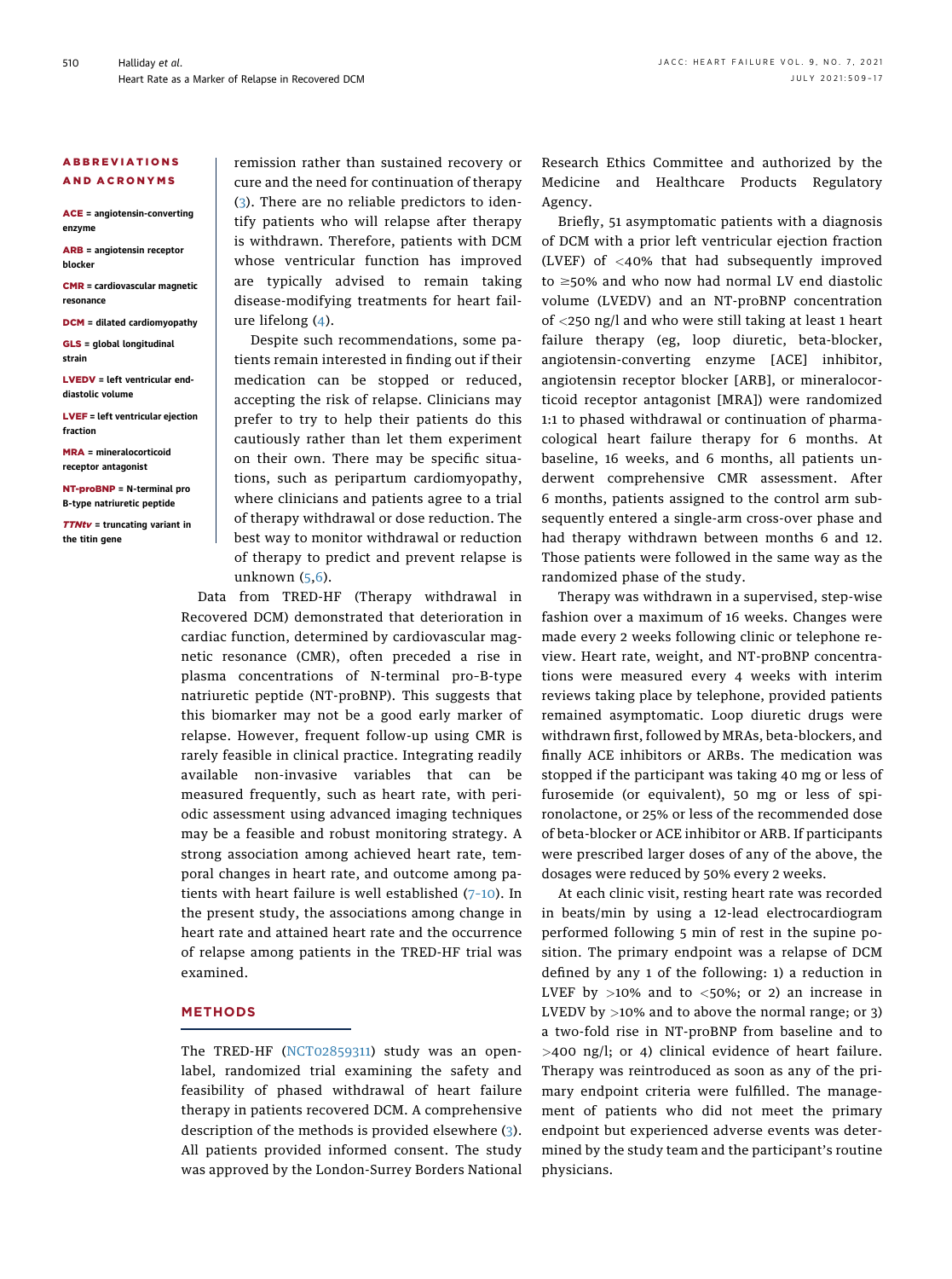**ABBREVIATIONS AND ACRONYMS**

**ACE** = angiotensin-converting enzyme

**ARB** = angiotensin receptor blocker

**CMR** = cardiovascular magnetic resonance

**DCM** = dilated cardiomyopathy

**GLS** = global longitudinal strain

**LVEDV** = left ventricular end-diastolic volume

**LVEF** = left ventricular ejection fraction

**MRA** = mineralocorticoid receptor antagonist

**NT-proBNP** = N-terminal pro B-type natriuretic peptide

***TTNtv*** = truncating variant in the titin gene

remission rather than sustained recovery or cure and the need for continuation of therapy (3). There are no reliable predictors to identify patients who will relapse after therapy is withdrawn. Therefore, patients with DCM whose ventricular function has improved are typically advised to remain taking disease-modifying treatments for heart failure lifelong (4).

Despite such recommendations, some patients remain interested in finding out if their medication can be stopped or reduced, accepting the risk of relapse. Clinicians may prefer to try to help their patients do this cautiously rather than let them experiment on their own. There may be specific situations, such as peripartum cardiomyopathy, where clinicians and patients agree to a trial of therapy withdrawal or dose reduction. The best way to monitor withdrawal or reduction of therapy to predict and prevent relapse is unknown (5,6).

Data from TRED-HF (Therapy withdrawal in Recovered DCM) demonstrated that deterioration in cardiac function, determined by cardiovascular magnetic resonance (CMR), often preceded a rise in plasma concentrations of N-terminal pro-B-type natriuretic peptide (NT-proBNP). This suggests that this biomarker may not be a good early marker of relapse. However, frequent follow-up using CMR is rarely feasible in clinical practice. Integrating readily available non-invasive variables that can be measured frequently, such as heart rate, with periodic assessment using advanced imaging techniques may be a feasible and robust monitoring strategy. A strong association among achieved heart rate, temporal changes in heart rate, and outcome among patients with heart failure is well established (7-10). In the present study, the associations among change in heart rate and attained heart rate and the occurrence of relapse among patients in the TRED-HF trial was examined.

## METHODS

The TRED-HF (NCT02859311) study was an open-label, randomized trial examining the safety and feasibility of phased withdrawal of heart failure therapy in patients recovered DCM. A comprehensive description of the methods is provided elsewhere (3). All patients provided informed consent. The study was approved by the London-Surrey Borders National Research Ethics Committee and authorized by the Medicine and Healthcare Products Regulatory Agency.

Briefly, 51 asymptomatic patients with a diagnosis of DCM with a prior left ventricular ejection fraction (LVEF) of <40% that had subsequently improved to ≥50% and who now had normal LV end diastolic volume (LVEDV) and an NT-proBNP concentration of <250 ng/l and who were still taking at least 1 heart failure therapy (eg, loop diuretic, beta-blocker, angiotensin-converting enzyme [ACE] inhibitor, angiotensin receptor blocker [ARB], or mineralocorticoid receptor antagonist [MRA]) were randomized 1:1 to phased withdrawal or continuation of pharmacological heart failure therapy for 6 months. At baseline, 16 weeks, and 6 months, all patients underwent comprehensive CMR assessment. After 6 months, patients assigned to the control arm subsequently entered a single-arm cross-over phase and had therapy withdrawn between months 6 and 12. Those patients were followed in the same way as the randomized phase of the study.

Therapy was withdrawn in a supervised, step-wise fashion over a maximum of 16 weeks. Changes were made every 2 weeks following clinic or telephone review. Heart rate, weight, and NT-proBNP concentrations were measured every 4 weeks with interim reviews taking place by telephone, provided patients remained asymptomatic. Loop diuretic drugs were withdrawn first, followed by MRAs, beta-blockers, and finally ACE inhibitors or ARBs. The medication was stopped if the participant was taking 40 mg or less of furosemide (or equivalent), 50 mg or less of spironolactone, or 25% or less of the recommended dose of beta-blocker or ACE inhibitor or ARB. If participants were prescribed larger doses of any of the above, the dosages were reduced by 50% every 2 weeks.

At each clinic visit, resting heart rate was recorded in beats/min by using a 12-lead electrocardiogram performed following 5 min of rest in the supine position. The primary endpoint was a relapse of DCM defined by any 1 of the following: 1) a reduction in LVEF by >10% and to <50%; or 2) an increase in LVEDV by >10% and to above the normal range; or 3) a two-fold rise in NT-proBNP from baseline and to >400 ng/l; or 4) clinical evidence of heart failure. Therapy was reintroduced as soon as any of the primary endpoint criteria were fulfilled. The management of patients who did not meet the primary endpoint but experienced adverse events was determined by the study team and the participant's routine physicians.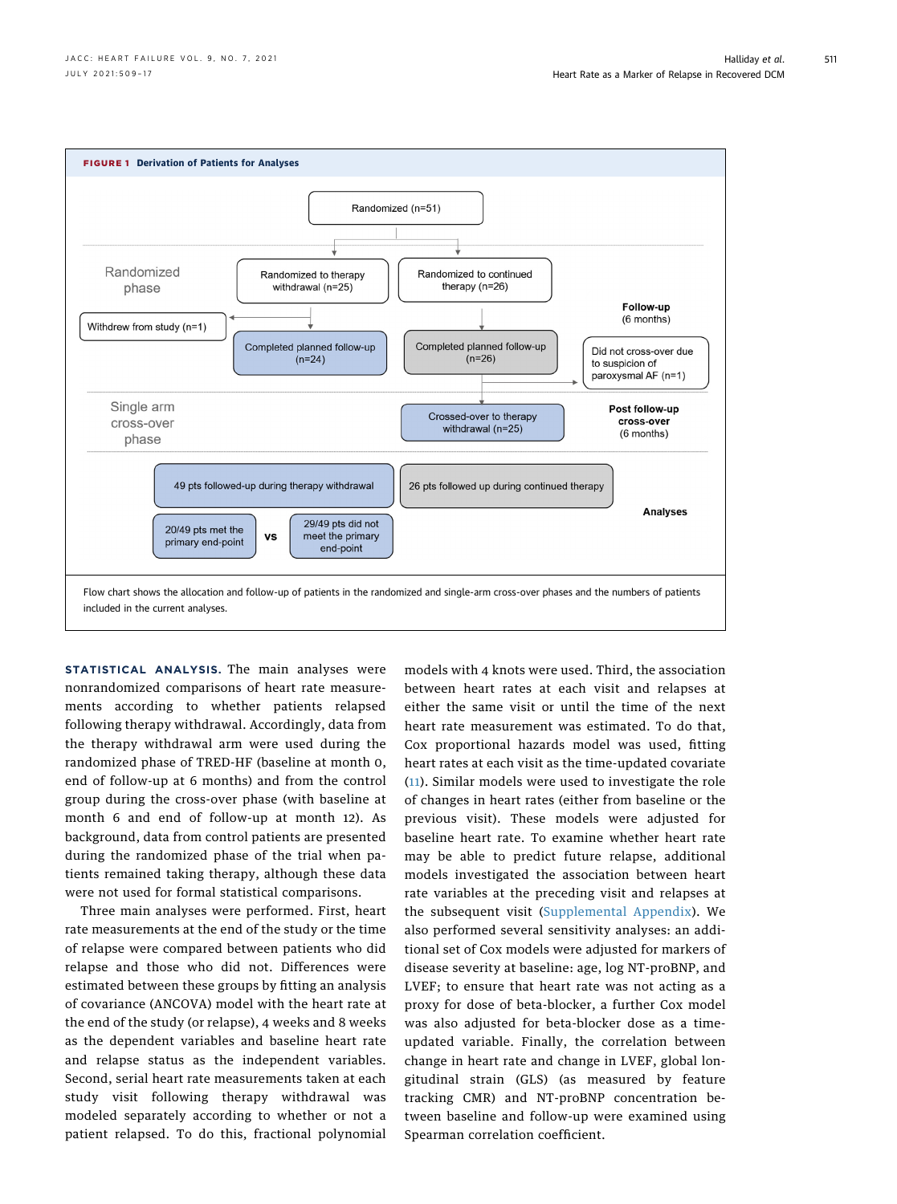**FIGURE 1** Derivation of Patients for Analyses

Randomized (n=51)

Randomized phase

Randomized to therapy withdrawal (n=25)

Randomized to continued therapy (n=26)

Withdrew from study (n=1)

Completed planned follow-up (n=24)

Completed planned follow-up (n=26)

Follow-up (6 months)

Did not cross-over due to suspicion of paroxysmal AF (n=1)

Single arm cross-over phase

Crossed-over to therapy withdrawal (n=25)

Post follow-up cross-over (6 months)

49 pts followed-up during therapy withdrawal

26 pts followed up during continued therapy

Analyses

20/49 pts met the primary end-point vs 29/49 pts did not meet the primary end-point

Flow chart shows the allocation and follow-up of patients in the randomized and single-arm cross-over phases and the numbers of patients included in the current analyses.

**STATISTICAL ANALYSIS.** The main analyses were nonrandomized comparisons of heart rate measurements according to whether patients relapsed following therapy withdrawal. Accordingly, data from the therapy withdrawal arm were used during the randomized phase of TRED-HF (baseline at month 0, end of follow-up at 6 months) and from the control group during the cross-over phase (with baseline at month 6 and end of follow-up at month 12). As background, data from control patients are presented during the randomized phase of the trial when patients remained taking therapy, although these data were not used for formal statistical comparisons.

Three main analyses were performed. First, heart rate measurements at the end of the study or the time of relapse were compared between patients who did relapse and those who did not. Differences were estimated between these groups by fitting an analysis of covariance (ANCOVA) model with the heart rate at the end of the study (or relapse), 4 weeks and 8 weeks as the dependent variables and baseline heart rate and relapse status as the independent variables. Second, serial heart rate measurements taken at each study visit following therapy withdrawal was modeled separately according to whether or not a patient relapsed. To do this, fractional polynomial models with 4 knots were used. Third, the association between heart rates at each visit and relapses at either the same visit or until the time of the next heart rate measurement was estimated. To do that, Cox proportional hazards model was used, fitting heart rates at each visit as the time-updated covariate (11). Similar models were used to investigate the role of changes in heart rates (either from baseline or the previous visit). These models were adjusted for baseline heart rate. To examine whether heart rate may be able to predict future relapse, additional models investigated the association between heart rate variables at the preceding visit and relapses at the subsequent visit (Supplemental Appendix). We also performed several sensitivity analyses: an additional set of Cox models were adjusted for markers of disease severity at baseline: age, log NT-proBNP, and LVEF; to ensure that heart rate was not acting as a proxy for dose of beta-blocker, a further Cox model was also adjusted for beta-blocker dose as a time-updated variable. Finally, the correlation between change in heart rate and change in LVEF, global longitudinal strain (GLS) (as measured by feature tracking CMR) and NT-proBNP concentration between baseline and follow-up were examined using Spearman correlation coefficient.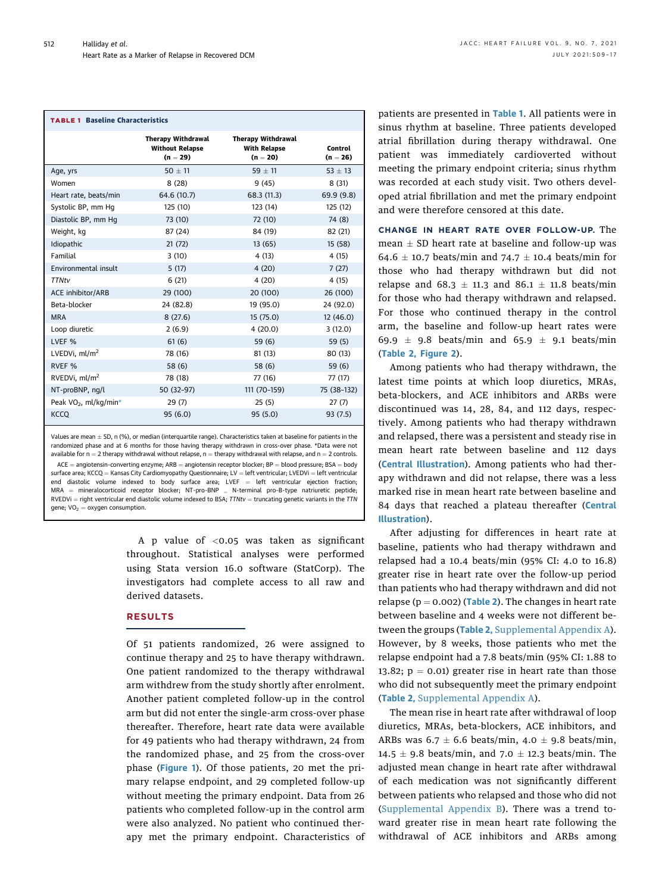**TABLE 1 Baseline Characteristics**

| | Therapy Withdrawal Without Relapse (n = 29) | Therapy Withdrawal With Relapse (n = 20) | Control (n = 26) |
|---|---|---|---|
| Age, yrs | 50 ± 11 | 59 ± 11 | 53 ± 13 |
| Women | 8 (28) | 9 (45) | 8 (31) |
| Heart rate, beats/min | 64.6 (10.7) | 68.3 (11.3) | 69.9 (9.8) |
| Systolic BP, mm Hg | 125 (10) | 123 (14) | 125 (12) |
| Diastolic BP, mm Hg | 73 (10) | 72 (10) | 74 (8) |
| Weight, kg | 87 (24) | 84 (19) | 82 (21) |
| Idiopathic | 21 (72) | 13 (65) | 15 (58) |
| Familial | 3 (10) | 4 (13) | 4 (15) |
| Environmental insult | 5 (17) | 4 (20) | 7 (27) |
| *TTNtv* | 6 (21) | 4 (20) | 4 (15) |
| ACE inhibitor/ARB | 29 (100) | 20 (100) | 26 (100) |
| Beta-blocker | 24 (82.8) | 19 (95.0) | 24 (92.0) |
| MRA | 8 (27.6) | 15 (75.0) | 12 (46.0) |
| Loop diuretic | 2 (6.9) | 4 (20.0) | 3 (12.0) |
| LVEF % | 61 (6) | 59 (6) | 59 (5) |
| LVEDVi, ml/m$^2$ | 78 (16) | 81 (13) | 80 (13) |
| RVEF % | 58 (6) | 58 (6) | 59 (6) |
| RVEDVi, ml/m$^2$ | 78 (18) | 77 (16) | 77 (17) |
| NT-proBNP, ng/l | 50 (32–97) | 111 (70–159) | 75 (38–132) |
| Peak $VO_2$, ml/kg/min* | 29 (7) | 25 (5) | 27 (7) |
| KCCQ | 95 (6.0) | 95 (5.0) | 93 (7.5) |

Values are mean ± SD, n (%), or median (interquartile range). Characteristics taken at baseline for patients in the randomized phase and at 6 months for those having therapy withdrawn in cross-over phase. *Data were not available for n = 2 therapy withdrawal without relapse, n = therapy withdrawal with relapse, and n = 2 controls.

ACE = angiotensin-converting enzyme; ARB = angiotensin receptor blocker; BP = blood pressure; BSA = body surface area; KCCQ = Kansas City Cardiomyopathy Questionnaire; LV = left ventricular; LVEDVi = left ventricular end diastolic volume indexed to body surface area; LVEF = left ventricular ejection fraction; MRA = mineralocorticoid receptor blocker; NT-pro-BNP = N-terminal pro-B-type natriuretic peptide; RVEDVi = right ventricular end diastolic volume indexed to BSA; *TTNtv* = truncating genetic variants in the *TTN* gene; $VO_2$ = oxygen consumption.

A p value of <0.05 was taken as significant throughout. Statistical analyses were performed using Stata version 16.0 software (StatCorp). The investigators had complete access to all raw and derived datasets.

## RESULTS

Of 51 patients randomized, 26 were assigned to continue therapy and 25 to have therapy withdrawn. One patient randomized to the therapy withdrawal arm withdrew from the study shortly after enrolment. Another patient completed follow-up in the control arm but did not enter the single-arm cross-over phase thereafter. Therefore, heart rate data were available for 49 patients who had therapy withdrawn, 24 from the randomized phase, and 25 from the cross-over phase (**Figure 1**). Of those patients, 20 met the primary relapse endpoint, and 29 completed follow-up without meeting the primary endpoint. Data from 26 patients who completed follow-up in the control arm were also analyzed. No patient who continued therapy met the primary endpoint. Characteristics of patients are presented in **Table 1**. All patients were in sinus rhythm at baseline. Three patients developed atrial fibrillation during therapy withdrawal. One patient was immediately cardioverted without meeting the primary endpoint criteria; sinus rhythm was recorded at each study visit. Two others developed atrial fibrillation and met the primary endpoint and were therefore censored at this date.

**CHANGE IN HEART RATE OVER FOLLOW-UP.** The mean ± SD heart rate at baseline and follow-up was 64.6 ± 10.7 beats/min and 74.7 ± 10.4 beats/min for those who had therapy withdrawn but did not relapse and 68.3 ± 11.3 and 86.1 ± 11.8 beats/min for those who had therapy withdrawn and relapsed. For those who continued therapy in the control arm, the baseline and follow-up heart rates were 69.9 ± 9.8 beats/min and 65.9 ± 9.1 beats/min (**Table 2, Figure 2**).

Among patients who had therapy withdrawn, the latest time points at which loop diuretics, MRAs, beta-blockers, and ACE inhibitors and ARBs were discontinued was 14, 28, 84, and 112 days, respectively. Among patients who had therapy withdrawn and relapsed, there was a persistent and steady rise in mean heart rate between baseline and 112 days (**Central Illustration**). Among patients who had therapy withdrawn and did not relapse, there was a less marked rise in mean heart rate between baseline and 84 days that reached a plateau thereafter (**Central Illustration**).

After adjusting for differences in heart rate at baseline, patients who had therapy withdrawn and relapsed had a 10.4 beats/min (95% CI: 4.0 to 16.8) greater rise in heart rate over the follow-up period than patients who had therapy withdrawn and did not relapse (p = 0.002) (**Table 2**). The changes in heart rate between baseline and 4 weeks were not different between the groups (**Table 2**, Supplemental Appendix A). However, by 8 weeks, those patients who met the relapse endpoint had a 7.8 beats/min (95% CI: 1.88 to 13.82; p = 0.01) greater rise in heart rate than those who did not subsequently meet the primary endpoint (**Table 2**, Supplemental Appendix A).

The mean rise in heart rate after withdrawal of loop diuretics, MRAs, beta-blockers, ACE inhibitors, and ARBs was 6.7 ± 6.6 beats/min, 4.0 ± 9.8 beats/min, 14.5 ± 9.8 beats/min, and 7.0 ± 12.3 beats/min. The adjusted mean change in heart rate after withdrawal of each medication was not significantly different between patients who relapsed and those who did not (Supplemental Appendix B). There was a trend toward greater rise in mean heart rate following the withdrawal of ACE inhibitors and ARBs among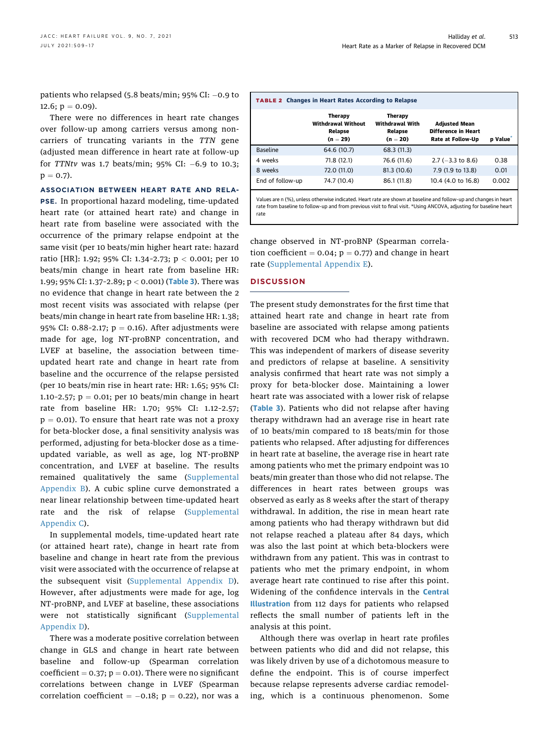patients who relapsed (5.8 beats/min; 95% CI: −0.9 to 12.6; $p = 0.09$).

There were no differences in heart rate changes over follow-up among carriers versus among noncarriers of truncating variants in the *TTN* gene (adjusted mean difference in heart rate at follow-up for *TTNtv* was 1.7 beats/min; 95% CI: −6.9 to 10.3; $p = 0.7$).

**ASSOCIATION BETWEEN HEART RATE AND RELAPSE.** In proportional hazard modeling, time-updated heart rate (or attained heart rate) and change in heart rate from baseline were associated with the occurrence of the primary relapse endpoint at the same visit (per 10 beats/min higher heart rate: hazard ratio [HR]: 1.92; 95% CI: 1.34-2.73; $p < 0.001$; per 10 beats/min change in heart rate from baseline HR: 1.99; 95% CI: 1.37-2.89; $p < 0.001$) (Table 3). There was no evidence that change in heart rate between the 2 most recent visits was associated with relapse (per beats/min change in heart rate from baseline HR: 1.38; 95% CI: 0.88-2.17; $p = 0.16$). After adjustments were made for age, log NT-proBNP concentration, and LVEF at baseline, the association between time-updated heart rate and change in heart rate from baseline and the occurrence of the relapse persisted (per 10 beats/min rise in heart rate: HR: 1.65; 95% CI: 1.10-2.57; $p = 0.01$; per 10 beats/min change in heart rate from baseline HR: 1.70; 95% CI: 1.12-2.57; $p = 0.01$). To ensure that heart rate was not a proxy for beta-blocker dose, a final sensitivity analysis was performed, adjusting for beta-blocker dose as a time-updated variable, as well as age, log NT-proBNP concentration, and LVEF at baseline. The results remained qualitatively the same (Supplemental Appendix B). A cubic spline curve demonstrated a near linear relationship between time-updated heart rate and the risk of relapse (Supplemental Appendix C).

In supplemental models, time-updated heart rate (or attained heart rate), change in heart rate from baseline and change in heart rate from the previous visit were associated with the occurrence of relapse at the subsequent visit (Supplemental Appendix D). However, after adjustments were made for age, log NT-proBNP, and LVEF at baseline, these associations were not statistically significant (Supplemental Appendix D).

There was a moderate positive correlation between change in GLS and change in heart rate between baseline and follow-up (Spearman correlation coefficient = 0.37; $p = 0.01$). There were no significant correlations between change in LVEF (Spearman correlation coefficient = −0.18; $p = 0.22$), nor was a change observed in NT-proBNP (Spearman correlation coefficient = 0.04; $p = 0.77$) and change in heart rate (Supplemental Appendix E).

**TABLE 2 Changes in Heart Rates According to Relapse**

| | Therapy Withdrawal Without Relapse (n = 29) | Therapy Withdrawal With Relapse (n = 20) | Adjusted Mean Difference in Heart Rate at Follow-Up | p Value* |
|---|---|---|---|---|
| Baseline | 64.6 (10.7) | 68.3 (11.3) | | |
| 4 weeks | 71.8 (12.1) | 76.6 (11.6) | 2.7 (−3.3 to 8.6) | 0.38 |
| 8 weeks | 72.0 (11.0) | 81.3 (10.6) | 7.9 (1.9 to 13.8) | 0.01 |
| End of follow-up | 74.7 (10.4) | 86.1 (11.8) | 10.4 (4.0 to 16.8) | 0.002 |

Values are n (%), unless otherwise indicated. Heart rate are shown at baseline and follow-up and changes in heart rate from baseline to follow-up and from previous visit to final visit. *Using ANCOVA, adjusting for baseline heart rate

## DISCUSSION

The present study demonstrates for the first time that attained heart rate and change in heart rate from baseline are associated with relapse among patients with recovered DCM who had therapy withdrawn. This was independent of markers of disease severity and predictors of relapse at baseline. A sensitivity analysis confirmed that heart rate was not simply a proxy for beta-blocker dose. Maintaining a lower heart rate was associated with a lower risk of relapse (Table 3). Patients who did not relapse after having therapy withdrawn had an average rise in heart rate of 10 beats/min compared to 18 beats/min for those patients who relapsed. After adjusting for differences in heart rate at baseline, the average rise in heart rate among patients who met the primary endpoint was 10 beats/min greater than those who did not relapse. The differences in heart rates between groups was observed as early as 8 weeks after the start of therapy withdrawal. In addition, the rise in mean heart rate among patients who had therapy withdrawn but did not relapse reached a plateau after 84 days, which was also the last point at which beta-blockers were withdrawn from any patient. This was in contrast to patients who met the primary endpoint, in whom average heart rate continued to rise after this point. Widening of the confidence intervals in the **Central Illustration** from 112 days for patients who relapsed reflects the small number of patients left in the analysis at this point.

Although there was overlap in heart rate profiles between patients who did and did not relapse, this was likely driven by use of a dichotomous measure to define the endpoint. This is of course imperfect because relapse represents adverse cardiac remodeling, which is a continuous phenomenon. Some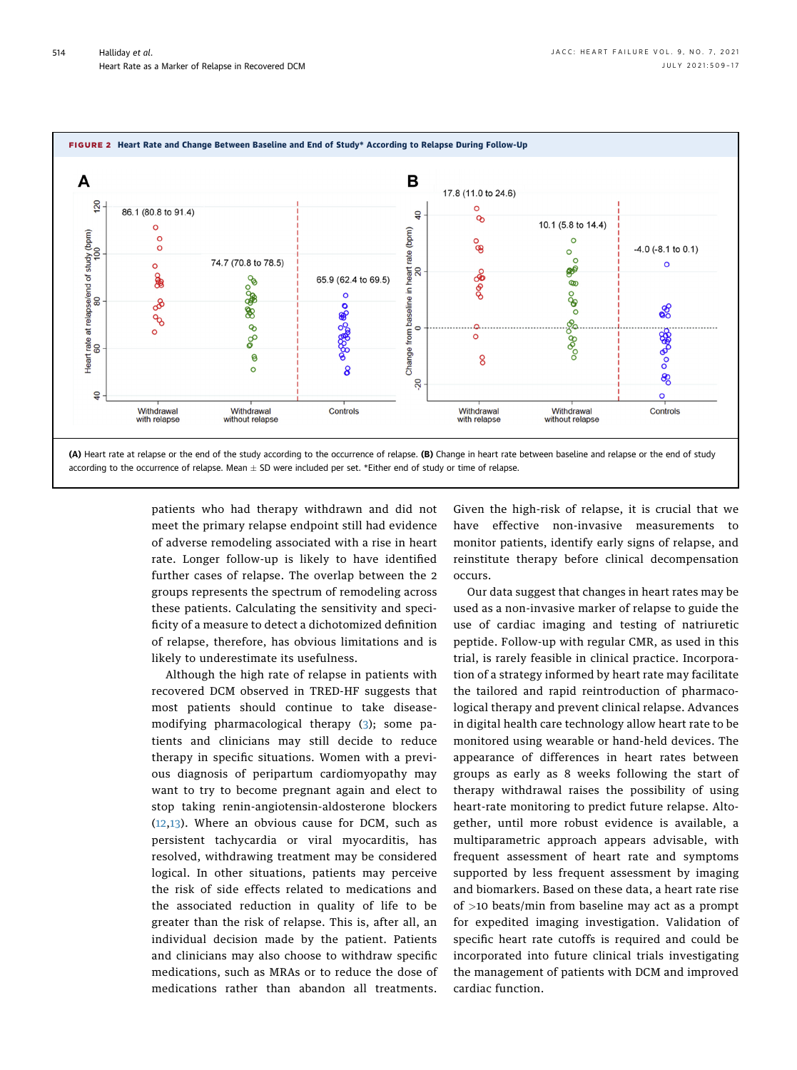**FIGURE 2 Heart Rate and Change Between Baseline and End of Study* According to Relapse During Follow-Up**

(A) Heart rate at relapse or the end of the study according to the occurrence of relapse. (B) Change in heart rate between baseline and relapse or the end of study according to the occurrence of relapse. Mean ± SD were included per set. *Either end of study or time of relapse.

patients who had therapy withdrawn and did not meet the primary relapse endpoint still had evidence of adverse remodeling associated with a rise in heart rate. Longer follow-up is likely to have identified further cases of relapse. The overlap between the 2 groups represents the spectrum of remodeling across these patients. Calculating the sensitivity and specificity of a measure to detect a dichotomized definition of relapse, therefore, has obvious limitations and is likely to underestimate its usefulness.

Although the high rate of relapse in patients with recovered DCM observed in TRED-HF suggests that most patients should continue to take disease-modifying pharmacological therapy (3); some patients and clinicians may still decide to reduce therapy in specific situations. Women with a previous diagnosis of peripartum cardiomyopathy may want to try to become pregnant again and elect to stop taking renin-angiotensin-aldosterone blockers (12,13). Where an obvious cause for DCM, such as persistent tachycardia or viral myocarditis, has resolved, withdrawing treatment may be considered logical. In other situations, patients may perceive the risk of side effects related to medications and the associated reduction in quality of life to be greater than the risk of relapse. This is, after all, an individual decision made by the patient. Patients and clinicians may also choose to withdraw specific medications, such as MRAs or to reduce the dose of medications rather than abandon all treatments. Given the high-risk of relapse, it is crucial that we have effective non-invasive measurements to monitor patients, identify early signs of relapse, and reinstitute therapy before clinical decompensation occurs.

Our data suggest that changes in heart rates may be used as a non-invasive marker of relapse to guide the use of cardiac imaging and testing of natriuretic peptide. Follow-up with regular CMR, as used in this trial, is rarely feasible in clinical practice. Incorporation of a strategy informed by heart rate may facilitate the tailored and rapid reintroduction of pharmacological therapy and prevent clinical relapse. Advances in digital health care technology allow heart rate to be monitored using wearable or hand-held devices. The appearance of differences in heart rates between groups as early as 8 weeks following the start of therapy withdrawal raises the possibility of using heart-rate monitoring to predict future relapse. Altogether, until more robust evidence is available, a multiparametric approach appears advisable, with frequent assessment of heart rate and symptoms supported by less frequent assessment by imaging and biomarkers. Based on these data, a heart rate rise of >10 beats/min from baseline may act as a prompt for expedited imaging investigation. Validation of specific heart rate cutoffs is required and could be incorporated into future clinical trials investigating the management of patients with DCM and improved cardiac function.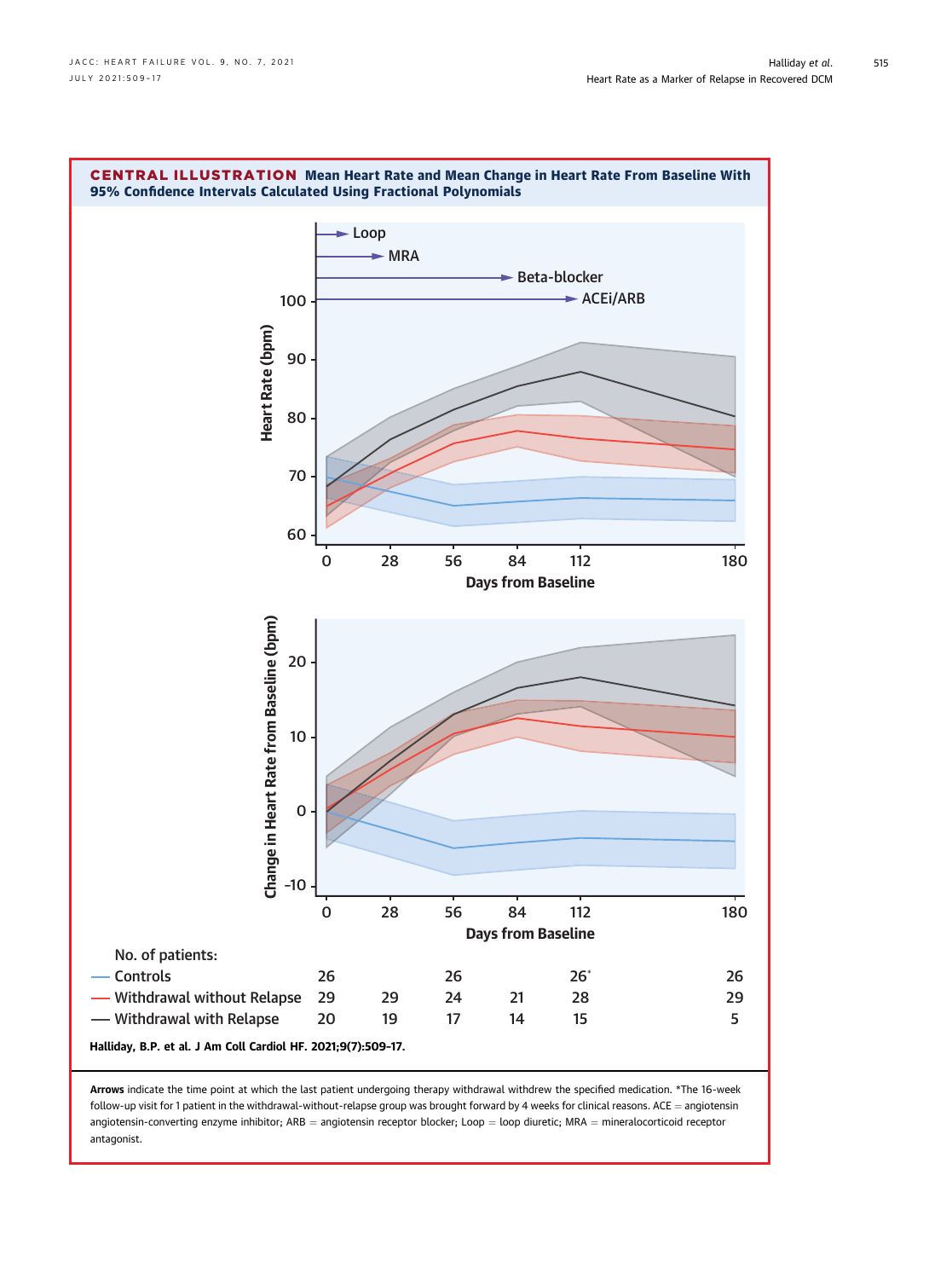**CENTRAL ILLUSTRATION** Mean Heart Rate and Mean Change in Heart Rate From Baseline With 95% Confidence Intervals Calculated Using Fractional Polynomials

No. of patients:

| | 0 | 28 | 56 | 84 | 112 | 180 |
|---|---|---|---|---|---|---|
| Controls | 26 | | 26 | | 26* | 26 |
| Withdrawal without Relapse | 29 | 29 | 24 | 21 | 28 | 29 |
| Withdrawal with Relapse | 20 | 19 | 17 | 14 | 15 | 5 |

**Halliday, B.P. et al. J Am Coll Cardiol HF. 2021;9(7):509-17.**

**Arrows** indicate the time point at which the last patient undergoing therapy withdrawal withdrew the specified medication. *The 16-week follow-up visit for 1 patient in the withdrawal-without-relapse group was brought forward by 4 weeks for clinical reasons. ACE = angiotensin angiotensin-converting enzyme inhibitor; ARB = angiotensin receptor blocker; Loop = loop diuretic; MRA = mineralocorticoid receptor antagonist.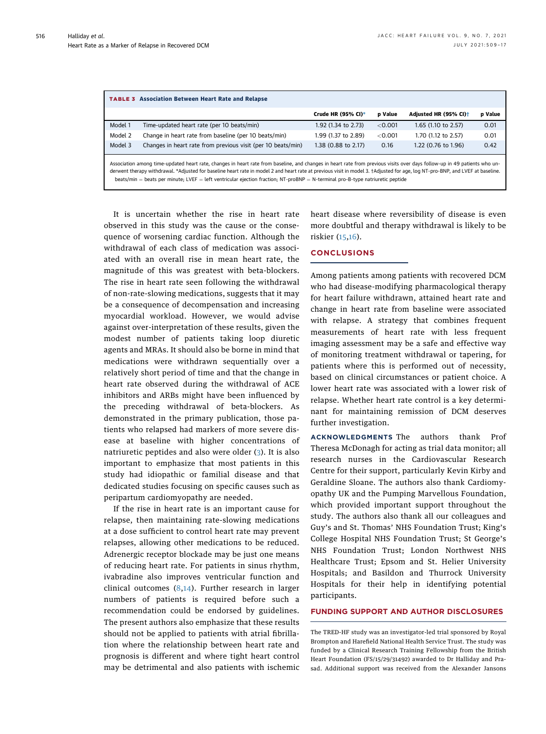**TABLE 3 Association Between Heart Rate and Relapse**

| | | Crude HR (95% CI)* | p Value | Adjusted HR (95% CI)† | p Value |
|---|---|---|---|---|---|
| Model 1 | Time-updated heart rate (per 10 beats/min) | 1.92 (1.34 to 2.73) | <0.001 | 1.65 (1.10 to 2.57) | 0.01 |
| Model 2 | Change in heart rate from baseline (per 10 beats/min) | 1.99 (1.37 to 2.89) | <0.001 | 1.70 (1.12 to 2.57) | 0.01 |
| Model 3 | Changes in heart rate from previous visit (per 10 beats/min) | 1.38 (0.88 to 2.17) | 0.16 | 1.22 (0.76 to 1.96) | 0.42 |

Association among time-updated heart rate, changes in heart rate from baseline, and changes in heart rate from previous visits over days follow-up in 49 patients who underwent therapy withdrawal. *Adjusted for baseline heart rate in model 2 and heart rate at previous visit in model 3. †Adjusted for age, log NT-pro-BNP, and LVEF at baseline. beats/min = beats per minute; LVEF = left ventricular ejection fraction; NT-proBNP = N-terminal pro-B-type natriuretic peptide

It is uncertain whether the rise in heart rate observed in this study was the cause or the consequence of worsening cardiac function. Although the withdrawal of each class of medication was associated with an overall rise in mean heart rate, the magnitude of this was greatest with beta-blockers. The rise in heart rate seen following the withdrawal of non-rate-slowing medications, suggests that it may be a consequence of decompensation and increasing myocardial workload. However, we would advise against over-interpretation of these results, given the modest number of patients taking loop diuretic agents and MRAs. It should also be borne in mind that medications were withdrawn sequentially over a relatively short period of time and that the change in heart rate observed during the withdrawal of ACE inhibitors and ARBs might have been influenced by the preceding withdrawal of beta-blockers. As demonstrated in the primary publication, those patients who relapsed had markers of more severe disease at baseline with higher concentrations of natriuretic peptides and also were older (3). It is also important to emphasize that most patients in this study had idiopathic or familial disease and that dedicated studies focusing on specific causes such as peripartum cardiomyopathy are needed.

If the rise in heart rate is an important cause for relapse, then maintaining rate-slowing medications at a dose sufficient to control heart rate may prevent relapses, allowing other medications to be reduced. Adrenergic receptor blockade may be just one means of reducing heart rate. For patients in sinus rhythm, ivabradine also improves ventricular function and clinical outcomes (8,14). Further research in larger numbers of patients is required before such a recommendation could be endorsed by guidelines. The present authors also emphasize that these results should not be applied to patients with atrial fibrillation where the relationship between heart rate and prognosis is different and where tight heart control may be detrimental and also patients with ischemic heart disease where reversibility of disease is even more doubtful and therapy withdrawal is likely to be riskier (15,16).

## CONCLUSIONS

Among patients among patients with recovered DCM who had disease-modifying pharmacological therapy for heart failure withdrawn, attained heart rate and change in heart rate from baseline were associated with relapse. A strategy that combines frequent measurements of heart rate with less frequent imaging assessment may be a safe and effective way of monitoring treatment withdrawal or tapering, for patients where this is performed out of necessity, based on clinical circumstances or patient choice. A lower heart rate was associated with a lower risk of relapse. Whether heart rate control is a key determinant for maintaining remission of DCM deserves further investigation.

**ACKNOWLEDGMENTS** The authors thank Prof Theresa McDonagh for acting as trial data monitor; all research nurses in the Cardiovascular Research Centre for their support, particularly Kevin Kirby and Geraldine Sloane. The authors also thank Cardiomyopathy UK and the Pumping Marvellous Foundation, which provided important support throughout the study. The authors also thank all our colleagues and Guy's and St. Thomas' NHS Foundation Trust; King's College Hospital NHS Foundation Trust; St George's NHS Foundation Trust; London Northwest NHS Healthcare Trust; Epsom and St. Helier University Hospitals; and Basildon and Thurrock University Hospitals for their help in identifying potential participants.

## FUNDING SUPPORT AND AUTHOR DISCLOSURES

The TRED-HF study was an investigator-led trial sponsored by Royal Brompton and Harefield National Health Service Trust. The study was funded by a Clinical Research Training Fellowship from the British Heart Foundation (FS/15/29/31492) awarded to Dr Halliday and Prasad. Additional support was received from the Alexander Jansons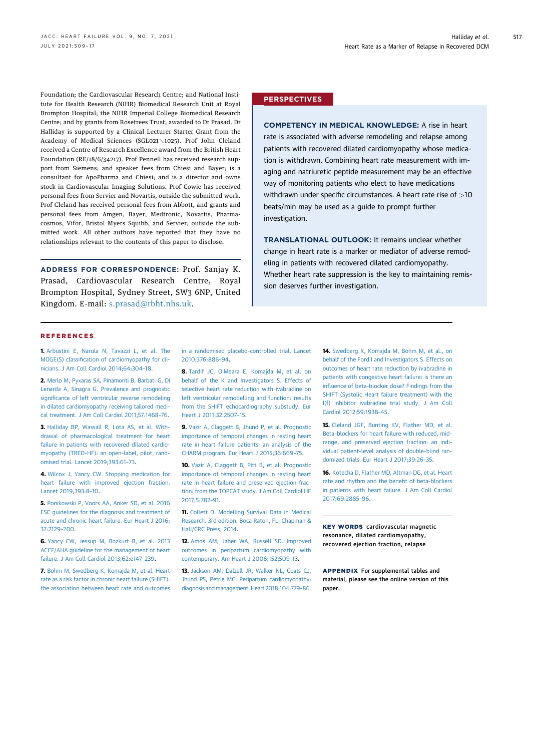Foundation; the Cardiovascular Research Centre; and National Institute for Health Research (NIHR) Biomedical Research Unit at Royal Brompton Hospital; the NIHR Imperial College Biomedical Research Centre; and by grants from Rosetrees Trust, awarded to Dr Prasad. Dr Halliday is supported by a Clinical Lecturer Starter Grant from the Academy of Medical Sciences (SGL021\1025). Prof John Cleland received a Centre of Research Excellence award from the British Heart Foundation (RE/18/6/34217). Prof Pennell has received research support from Siemens; and speaker fees from Chiesi and Bayer; is a consultant for ApoPharma and Chiesi; and is a director and owns stock in Cardiovascular Imaging Solutions. Prof Cowie has received personal fees from Servier and Novartis, outside the submitted work. Prof Cleland has received personal fees from Abbott, and grants and personal fees from Amgen, Bayer, Medtronic, Novartis, Pharmacosmos, Vifor, Bristol Myers Squibb, and Servier, outside the submitted work. All other authors have reported that they have no relationships relevant to the contents of this paper to disclose.

**ADDRESS FOR CORRESPONDENCE:** Prof. Sanjay K. Prasad, Cardiovascular Research Centre, Royal Brompton Hospital, Sydney Street, SW3 6NP, United Kingdom. E-mail: s.prasad@rbht.nhs.uk.

## PERSPECTIVES

**COMPETENCY IN MEDICAL KNOWLEDGE:** A rise in heart rate is associated with adverse remodeling and relapse among patients with recovered dilated cardiomyopathy whose medication is withdrawn. Combining heart rate measurement with imaging and natriuretic peptide measurement may be an effective way of monitoring patients who elect to have medications withdrawn under specific circumstances. A heart rate rise of >10 beats/min may be used as a guide to prompt further investigation.

**TRANSLATIONAL OUTLOOK:** It remains unclear whether change in heart rate is a marker or mediator of adverse remodeling in patients with recovered dilated cardiomyopathy. Whether heart rate suppression is the key to maintaining remission deserves further investigation.

## REFERENCES

**1.** Arbustini E, Narula N, Tavazzi L, et al. The MOGE(S) classification of cardiomyopathy for clinicians. J Am Coll Cardiol 2014;64:304–18.

**2.** Merlo M, Pyxaras SA, Pinamonti B, Barbati G, Di Lenarda A, Sinagra G. Prevalence and prognostic significance of left ventricular reverse remodeling in dilated cardiomyopathy receiving tailored medical treatment. J Am Coll Cardiol 2011;57:1468–76.

**3.** Halliday BP, Wassall R, Lota AS, et al. Withdrawal of pharmacological treatment for heart failure in patients with recovered dilated cardiomyopathy (TRED-HF): an open-label, pilot, randomised trial. Lancet 2019;393:61–73.

**4.** Wilcox J, Yancy CW. Stopping medication for heart failure with improved ejection fraction. Lancet 2019;393:8–10.

**5.** Ponikowski P, Voors AA, Anker SD, et al. 2016 ESC guidelines for the diagnosis and treatment of acute and chronic heart failure. Eur Heart J 2016;37:2129–200.

**6.** Yancy CW, Jessup M, Bozkurt B, et al. 2013 ACCF/AHA guideline for the management of heart failure. J Am Coll Cardiol 2013;62:e147–239.

**7.** Bohm M, Swedberg K, Komajda M, et al. Heart rate as a risk factor in chronic heart failure (SHIFT): the association between heart rate and outcomes in a randomised placebo-controlled trial. Lancet 2010;376:886–94.

**8.** Tardif JC, O'Meara E, Komajda M, et al. on behalf of the K and Investigators S. Effects of selective heart rate reduction with ivabradine on left ventricular remodelling and function: results from the SHIFT echocardiography substudy. Eur Heart J 2011;32:2507–15.

**9.** Vazir A, Claggett B, Jhund P, et al. Prognostic importance of temporal changes in resting heart rate in heart failure patients: an analysis of the CHARM program. Eur Heart J 2015;36:669–75.

**10.** Vazir A, Claggett B, Pitt B, et al. Prognostic importance of temporal changes in resting heart rate in heart failure and preserved ejection fraction: from the TOPCAT study. J Am Coll Cardiol HF 2017;5:782–91.

**11.** Collett D. Modelling Survival Data in Medical Research. 3rd edition. Boca Raton, FL: Chapman & Hall/CRC Press; 2014.

**12.** Amos AM, Jaber WA, Russell SD. Improved outcomes in peripartum cardiomyopathy with contemporary. Am Heart J 2006;152:509–13.

**13.** Jackson AM, Dalzell JR, Walker NL, Coats CJ, Jhund PS, Petrie MC. Peripartum cardiomyopathy: diagnosis and management. Heart 2018;104:779–86.

**14.** Swedberg K, Komajda M, Bohm M, et al., on behalf of the Ford I and Investigators S. Effects on outcomes of heart rate reduction by ivabradine in patients with congestive heart failure: is there an influence of beta-blocker dose? Findings from the SHIFT (Systolic Heart failure treatment) with the I(f) inhibitor ivabradine trial study. J Am Coll Cardiol 2012;59:1938–45.

**15.** Cleland JGF, Bunting KV, Flather MD, et al. Beta-blockers for heart failure with reduced, mid-range, and preserved ejection fraction: an individual patient-level analysis of double-blind randomized trials. Eur Heart J 2017;39:26–35.

**16.** Kotecha D, Flather MD, Altman DG, et al. Heart rate and rhythm and the benefit of beta-blockers in patients with heart failure. J Am Coll Cardiol 2017;69:2885–96.

**KEY WORDS** cardiovascular magnetic resonance, dilated cardiomyopathy, recovered ejection fraction, relapse

**APPENDIX** For supplemental tables and material, please see the online version of this paper.